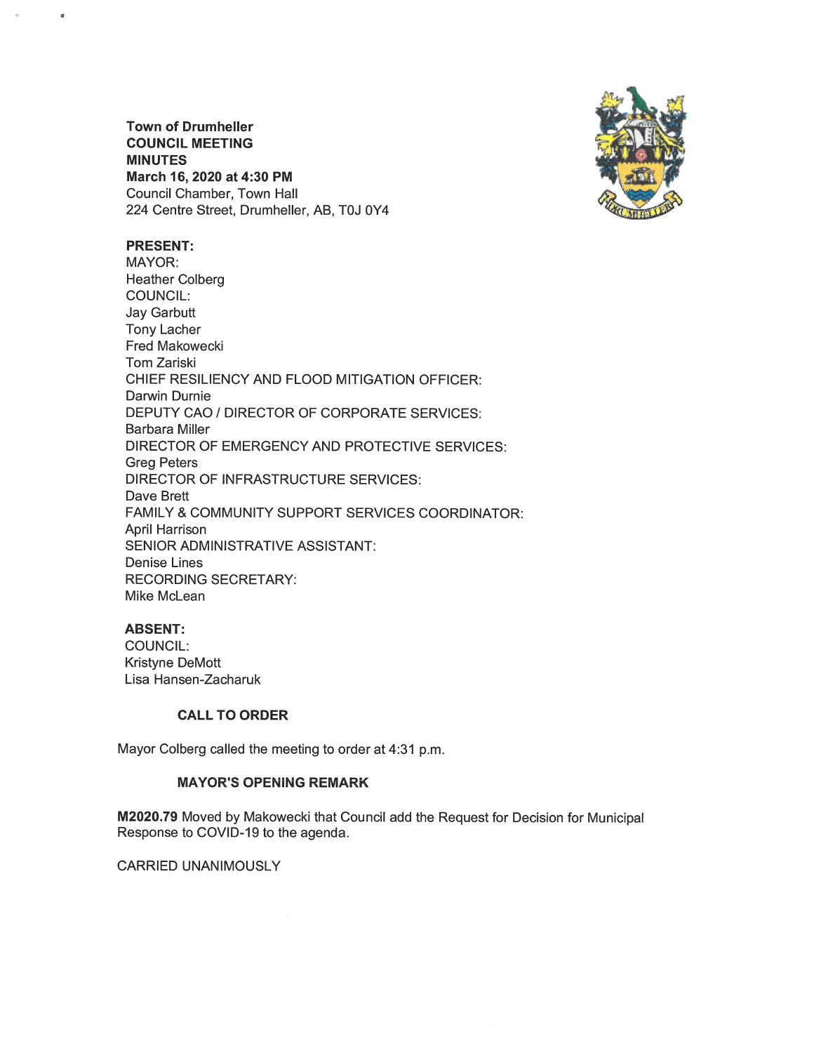**Town of Drumheller**
**COUNCIL MEETING**
**MINUTES**
**March 16, 2020 at 4:30 PM**
Council Chamber, Town Hall
224 Centre Street, Drumheller, AB, T0J 0Y4

**PRESENT:**
MAYOR:
Heather Colberg
COUNCIL:
Jay Garbutt
Tony Lacher
Fred Makowecki
Tom Zariski
CHIEF RESILIENCY AND FLOOD MITIGATION OFFICER:
Darwin Durnie
DEPUTY CAO / DIRECTOR OF CORPORATE SERVICES:
Barbara Miller
DIRECTOR OF EMERGENCY AND PROTECTIVE SERVICES:
Greg Peters
DIRECTOR OF INFRASTRUCTURE SERVICES:
Dave Brett
FAMILY & COMMUNITY SUPPORT SERVICES COORDINATOR:
April Harrison
SENIOR ADMINISTRATIVE ASSISTANT:
Denise Lines
RECORDING SECRETARY:
Mike McLean

**ABSENT:**
COUNCIL:
Kristyne DeMott
Lisa Hansen-Zacharuk

**CALL TO ORDER**

Mayor Colberg called the meeting to order at 4:31 p.m.

**MAYOR'S OPENING REMARK**

**M2020.79** Moved by Makowecki that Council add the Request for Decision for Municipal Response to COVID-19 to the agenda.

CARRIED UNANIMOUSLY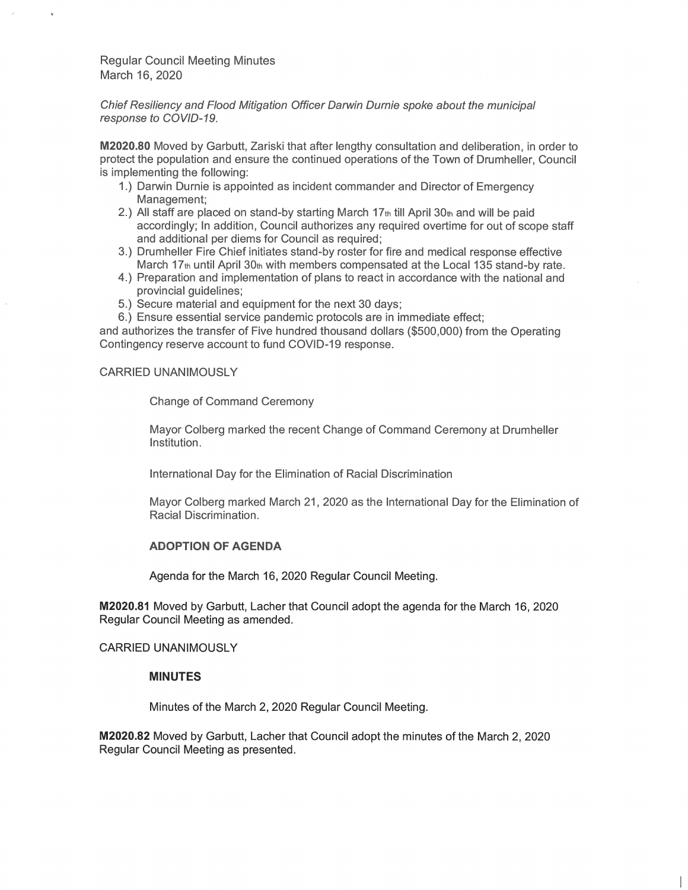Regular Council Meeting Minutes
March 16, 2020

*Chief Resiliency and Flood Mitigation Officer Darwin Durnie spoke about the municipal response to COVID-19.*

**M2020.80** Moved by Garbutt, Zariski that after lengthy consultation and deliberation, in order to protect the population and ensure the continued operations of the Town of Drumheller, Council is implementing the following:

1.) Darwin Durnie is appointed as incident commander and Director of Emergency Management;
2.) All staff are placed on stand-by starting March 17th till April 30th and will be paid accordingly; In addition, Council authorizes any required overtime for out of scope staff and additional per diems for Council as required;
3.) Drumheller Fire Chief initiates stand-by roster for fire and medical response effective March 17th until April 30th with members compensated at the Local 135 stand-by rate.
4.) Preparation and implementation of plans to react in accordance with the national and provincial guidelines;
5.) Secure material and equipment for the next 30 days;
6.) Ensure essential service pandemic protocols are in immediate effect;

and authorizes the transfer of Five hundred thousand dollars ($500,000) from the Operating Contingency reserve account to fund COVID-19 response.

CARRIED UNANIMOUSLY

Change of Command Ceremony

Mayor Colberg marked the recent Change of Command Ceremony at Drumheller Institution.

International Day for the Elimination of Racial Discrimination

Mayor Colberg marked March 21, 2020 as the International Day for the Elimination of Racial Discrimination.

**ADOPTION OF AGENDA**

Agenda for the March 16, 2020 Regular Council Meeting.

**M2020.81** Moved by Garbutt, Lacher that Council adopt the agenda for the March 16, 2020 Regular Council Meeting as amended.

CARRIED UNANIMOUSLY

**MINUTES**

Minutes of the March 2, 2020 Regular Council Meeting.

**M2020.82** Moved by Garbutt, Lacher that Council adopt the minutes of the March 2, 2020 Regular Council Meeting as presented.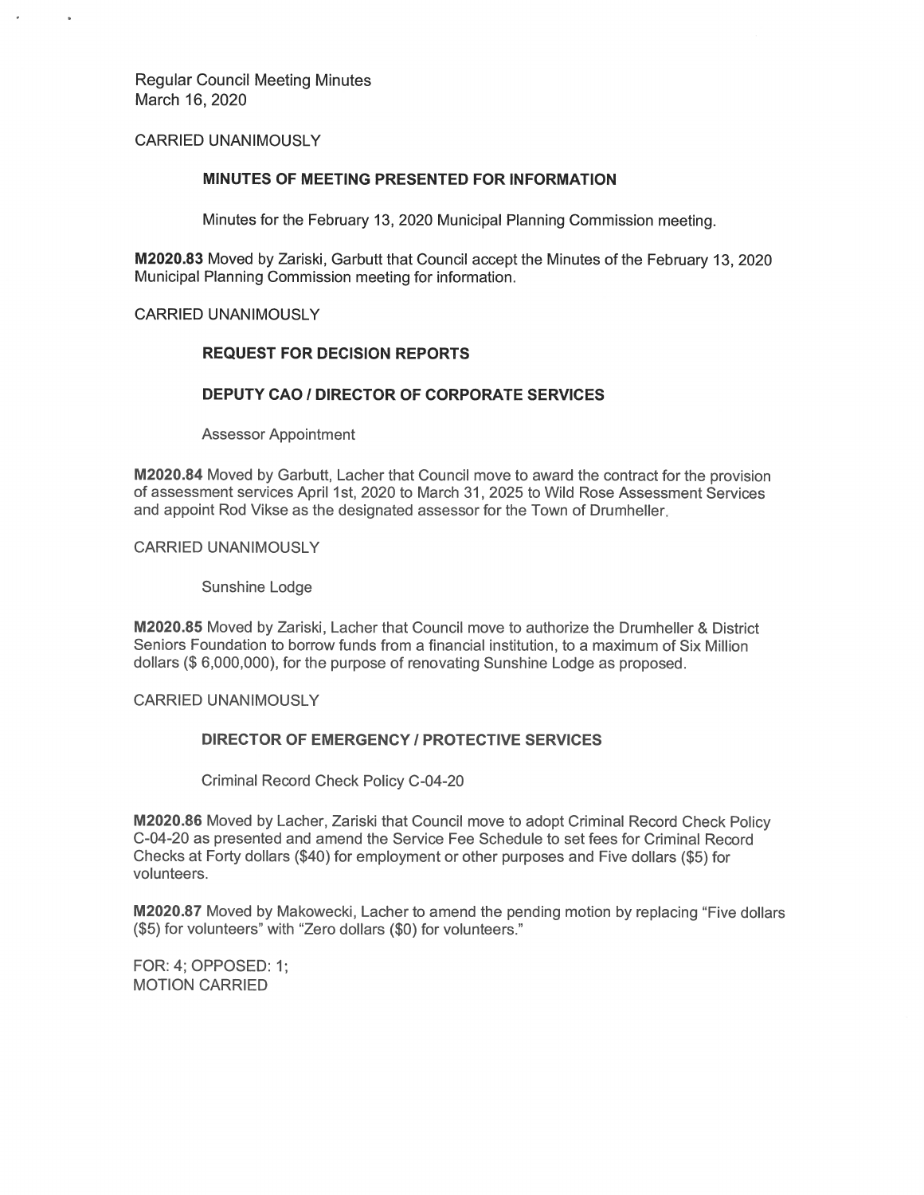CARRIED UNANIMOUSLY

### MINUTES OF MEETING PRESENTED FOR INFORMATION

Minutes for the February 13, 2020 Municipal Planning Commission meeting.

**M2020.83** Moved by Zariski, Garbutt that Council accept the Minutes of the February 13, 2020 Municipal Planning Commission meeting for information.

CARRIED UNANIMOUSLY

### REQUEST FOR DECISION REPORTS

### DEPUTY CAO / DIRECTOR OF CORPORATE SERVICES

Assessor Appointment

**M2020.84** Moved by Garbutt, Lacher that Council move to award the contract for the provision of assessment services April 1st, 2020 to March 31, 2025 to Wild Rose Assessment Services and appoint Rod Vikse as the designated assessor for the Town of Drumheller.

CARRIED UNANIMOUSLY

Sunshine Lodge

**M2020.85** Moved by Zariski, Lacher that Council move to authorize the Drumheller & District Seniors Foundation to borrow funds from a financial institution, to a maximum of Six Million dollars ($ 6,000,000), for the purpose of renovating Sunshine Lodge as proposed.

CARRIED UNANIMOUSLY

### DIRECTOR OF EMERGENCY / PROTECTIVE SERVICES

Criminal Record Check Policy C-04-20

**M2020.86** Moved by Lacher, Zariski that Council move to adopt Criminal Record Check Policy C-04-20 as presented and amend the Service Fee Schedule to set fees for Criminal Record Checks at Forty dollars ($40) for employment or other purposes and Five dollars ($5) for volunteers.

**M2020.87** Moved by Makowecki, Lacher to amend the pending motion by replacing "Five dollars ($5) for volunteers" with "Zero dollars ($0) for volunteers."

FOR: 4; OPPOSED: 1;
MOTION CARRIED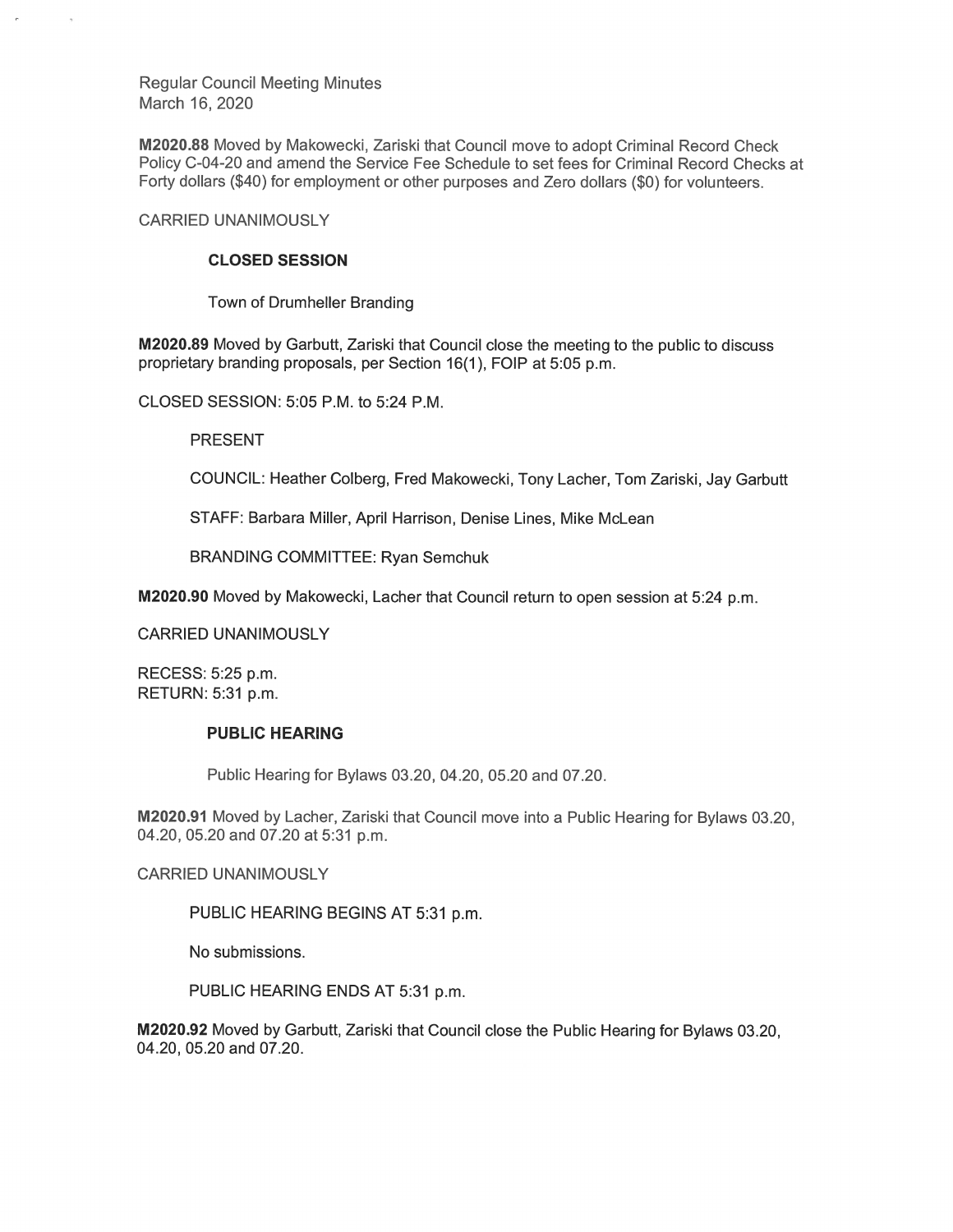Regular Council Meeting Minutes
March 16, 2020

**M2020.88** Moved by Makowecki, Zariski that Council move to adopt Criminal Record Check Policy C-04-20 and amend the Service Fee Schedule to set fees for Criminal Record Checks at Forty dollars ($40) for employment or other purposes and Zero dollars ($0) for volunteers.

CARRIED UNANIMOUSLY

**CLOSED SESSION**

Town of Drumheller Branding

**M2020.89** Moved by Garbutt, Zariski that Council close the meeting to the public to discuss proprietary branding proposals, per Section 16(1), FOIP at 5:05 p.m.

CLOSED SESSION: 5:05 P.M. to 5:24 P.M.

PRESENT

COUNCIL: Heather Colberg, Fred Makowecki, Tony Lacher, Tom Zariski, Jay Garbutt

STAFF: Barbara Miller, April Harrison, Denise Lines, Mike McLean

BRANDING COMMITTEE: Ryan Semchuk

**M2020.90** Moved by Makowecki, Lacher that Council return to open session at 5:24 p.m.

CARRIED UNANIMOUSLY

RECESS: 5:25 p.m.
RETURN: 5:31 p.m.

**PUBLIC HEARING**

Public Hearing for Bylaws 03.20, 04.20, 05.20 and 07.20.

**M2020.91** Moved by Lacher, Zariski that Council move into a Public Hearing for Bylaws 03.20, 04.20, 05.20 and 07.20 at 5:31 p.m.

CARRIED UNANIMOUSLY

PUBLIC HEARING BEGINS AT 5:31 p.m.

No submissions.

PUBLIC HEARING ENDS AT 5:31 p.m.

**M2020.92** Moved by Garbutt, Zariski that Council close the Public Hearing for Bylaws 03.20, 04.20, 05.20 and 07.20.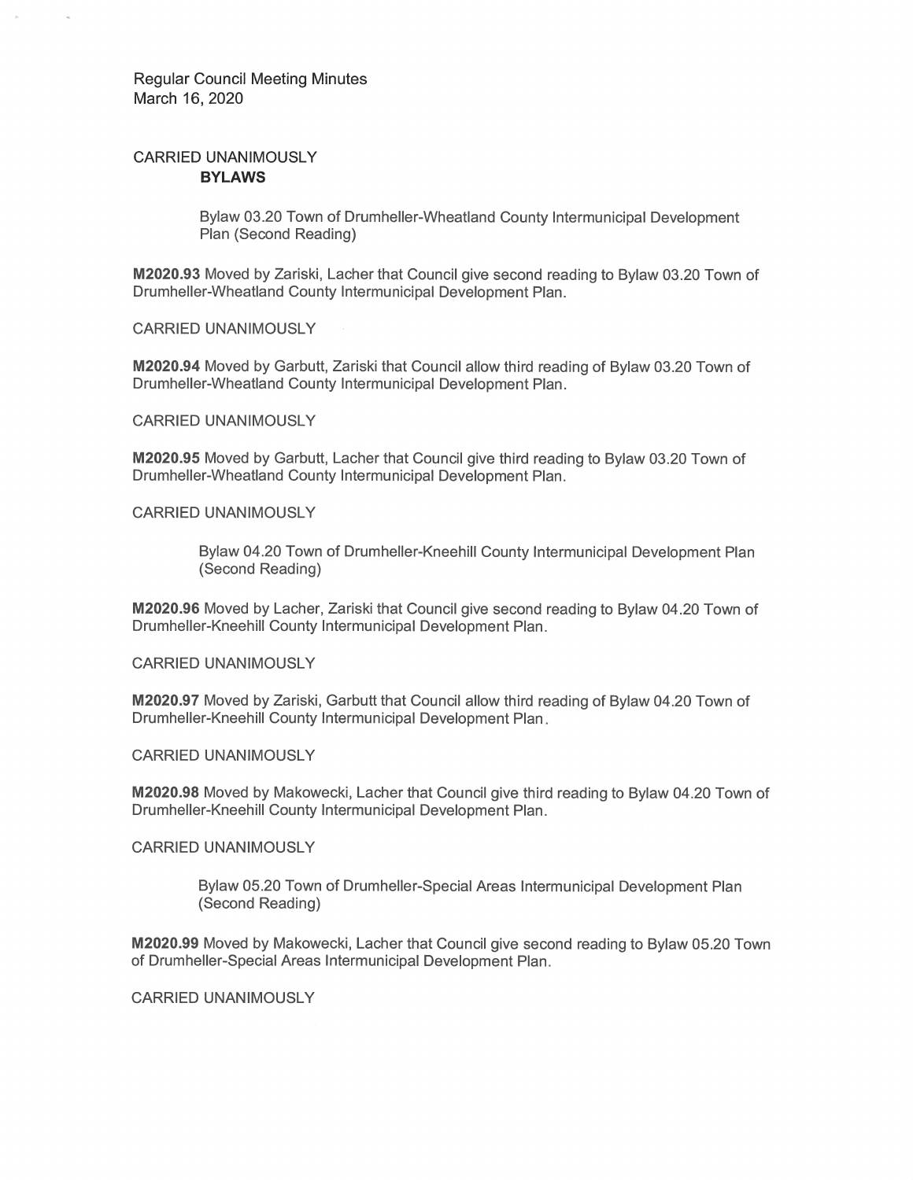CARRIED UNANIMOUSLY

**BYLAWS**

Bylaw 03.20 Town of Drumheller-Wheatland County Intermunicipal Development Plan (Second Reading)

**M2020.93** Moved by Zariski, Lacher that Council give second reading to Bylaw 03.20 Town of Drumheller-Wheatland County Intermunicipal Development Plan.

CARRIED UNANIMOUSLY

**M2020.94** Moved by Garbutt, Zariski that Council allow third reading of Bylaw 03.20 Town of Drumheller-Wheatland County Intermunicipal Development Plan.

CARRIED UNANIMOUSLY

**M2020.95** Moved by Garbutt, Lacher that Council give third reading to Bylaw 03.20 Town of Drumheller-Wheatland County Intermunicipal Development Plan.

CARRIED UNANIMOUSLY

Bylaw 04.20 Town of Drumheller-Kneehill County Intermunicipal Development Plan (Second Reading)

**M2020.96** Moved by Lacher, Zariski that Council give second reading to Bylaw 04.20 Town of Drumheller-Kneehill County Intermunicipal Development Plan.

CARRIED UNANIMOUSLY

**M2020.97** Moved by Zariski, Garbutt that Council allow third reading of Bylaw 04.20 Town of Drumheller-Kneehill County Intermunicipal Development Plan.

CARRIED UNANIMOUSLY

**M2020.98** Moved by Makowecki, Lacher that Council give third reading to Bylaw 04.20 Town of Drumheller-Kneehill County Intermunicipal Development Plan.

CARRIED UNANIMOUSLY

Bylaw 05.20 Town of Drumheller-Special Areas Intermunicipal Development Plan (Second Reading)

**M2020.99** Moved by Makowecki, Lacher that Council give second reading to Bylaw 05.20 Town of Drumheller-Special Areas Intermunicipal Development Plan.

CARRIED UNANIMOUSLY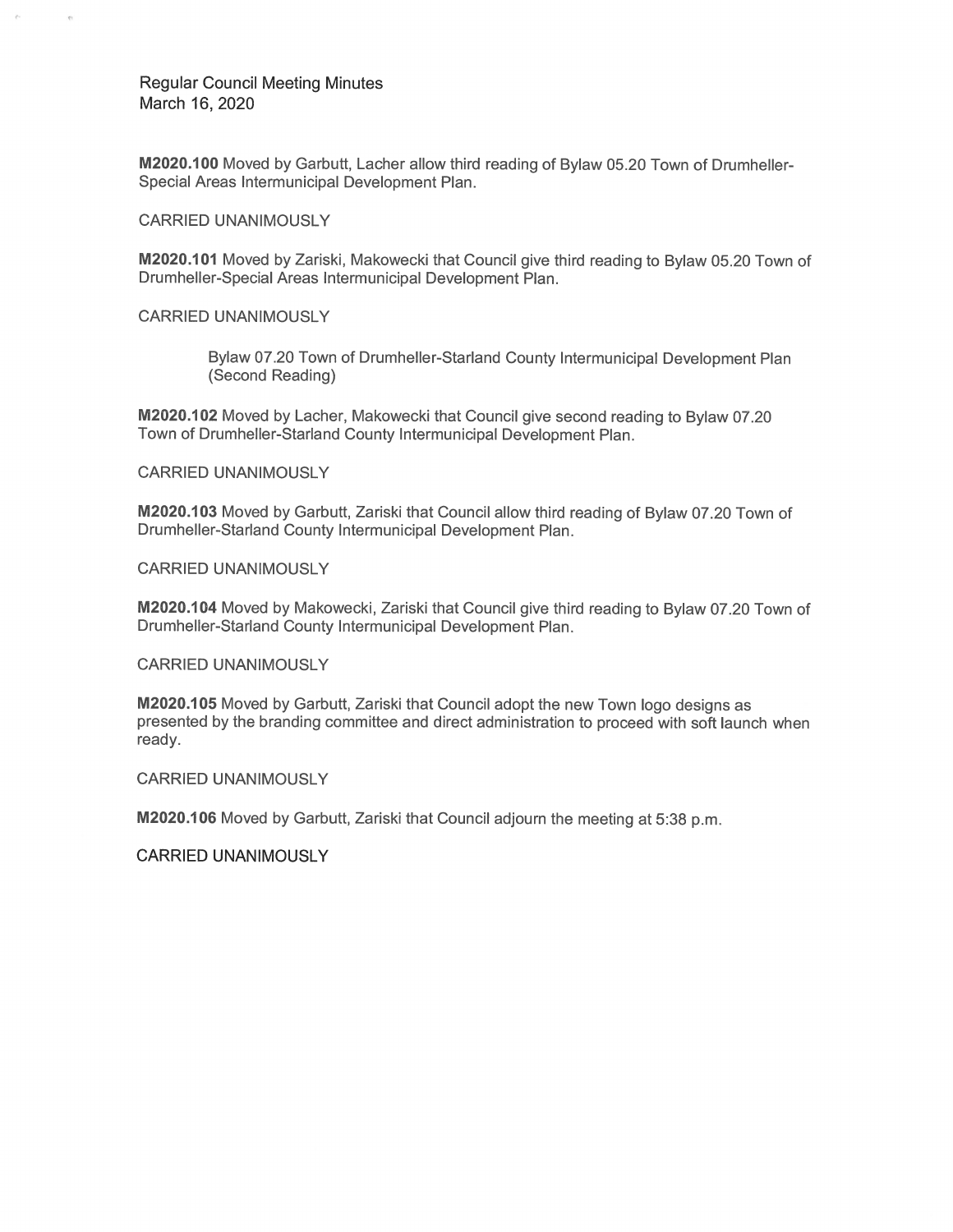**M2020.100** Moved by Garbutt, Lacher allow third reading of Bylaw 05.20 Town of Drumheller-Special Areas Intermunicipal Development Plan.

CARRIED UNANIMOUSLY

**M2020.101** Moved by Zariski, Makowecki that Council give third reading to Bylaw 05.20 Town of Drumheller-Special Areas Intermunicipal Development Plan.

CARRIED UNANIMOUSLY

Bylaw 07.20 Town of Drumheller-Starland County Intermunicipal Development Plan (Second Reading)

**M2020.102** Moved by Lacher, Makowecki that Council give second reading to Bylaw 07.20 Town of Drumheller-Starland County Intermunicipal Development Plan.

CARRIED UNANIMOUSLY

**M2020.103** Moved by Garbutt, Zariski that Council allow third reading of Bylaw 07.20 Town of Drumheller-Starland County Intermunicipal Development Plan.

CARRIED UNANIMOUSLY

**M2020.104** Moved by Makowecki, Zariski that Council give third reading to Bylaw 07.20 Town of Drumheller-Starland County Intermunicipal Development Plan.

CARRIED UNANIMOUSLY

**M2020.105** Moved by Garbutt, Zariski that Council adopt the new Town logo designs as presented by the branding committee and direct administration to proceed with soft launch when ready.

CARRIED UNANIMOUSLY

**M2020.106** Moved by Garbutt, Zariski that Council adjourn the meeting at 5:38 p.m.

CARRIED UNANIMOUSLY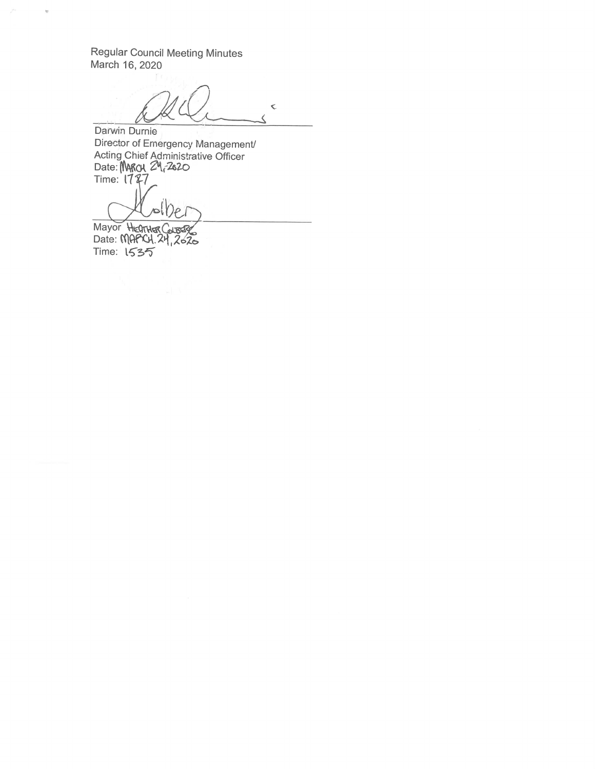Regular Council Meeting Minutes
March 16, 2020

Darwin Durnie
Director of Emergency Management/
Acting Chief Administrative Officer
Date: MARCH 24, 2020
Time: 1727

Mayor HEATHER COLBERG
Date: MARCH. 24, 2020
Time: 1535